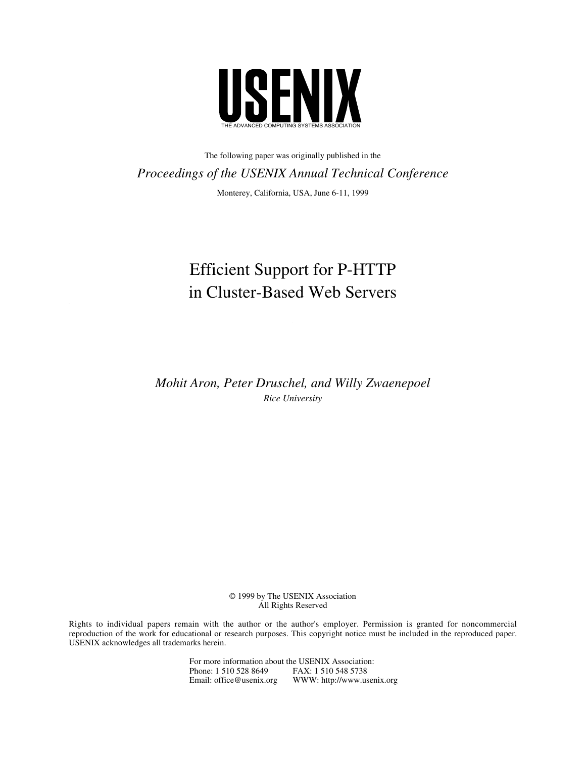# USENIX

THE ADVANCED COMPUTING SYSTEMS ASSOCIATION

The following paper was originally published in the

*Proceedings of the USENIX Annual Technical Conference*

Monterey, California, USA, June 6-11, 1999

# Efficient Support for P-HTTP in Cluster-Based Web Servers

*Mohit Aron, Peter Druschel, and Willy Zwaenepoel*

*Rice University*

© 1999 by The USENIX Association
All Rights Reserved

Rights to individual papers remain with the author or the author's employer. Permission is granted for noncommercial reproduction of the work for educational or research purposes. This copyright notice must be included in the reproduced paper. USENIX acknowledges all trademarks herein.

For more information about the USENIX Association:
Phone: 1 510 528 8649 FAX: 1 510 548 5738
Email: office@usenix.org WWW: http://www.usenix.org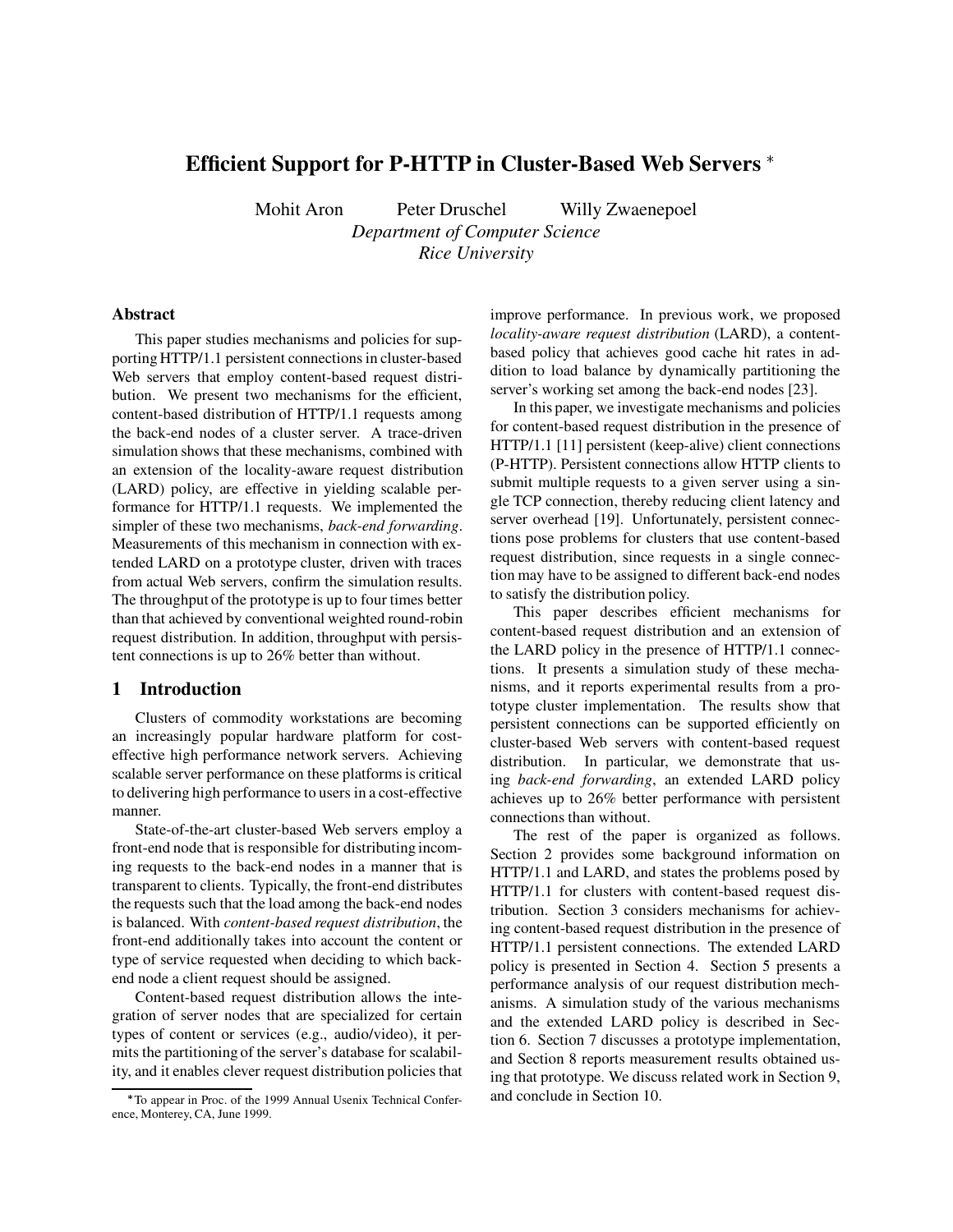# Efficient Support for P-HTTP in Cluster-Based Web Servers [*]

Mohit Aron    Peter Druschel    Willy Zwaenepoel

*Department of Computer Science*
*Rice University*

## Abstract

This paper studies mechanisms and policies for supporting HTTP/1.1 persistent connections in cluster-based Web servers that employ content-based request distribution. We present two mechanisms for the efficient, content-based distribution of HTTP/1.1 requests among the back-end nodes of a cluster server. A trace-driven simulation shows that these mechanisms, combined with an extension of the locality-aware request distribution (LARD) policy, are effective in yielding scalable performance for HTTP/1.1 requests. We implemented the simpler of these two mechanisms, *back-end forwarding*. Measurements of this mechanism in connection with extended LARD on a prototype cluster, driven with traces from actual Web servers, confirm the simulation results. The throughput of the prototype is up to four times better than that achieved by conventional weighted round-robin request distribution. In addition, throughput with persistent connections is up to 26% better than without.

## 1 Introduction

Clusters of commodity workstations are becoming an increasingly popular hardware platform for cost-effective high performance network servers. Achieving scalable server performance on these platforms is critical to delivering high performance to users in a cost-effective manner.

State-of-the-art cluster-based Web servers employ a front-end node that is responsible for distributing incoming requests to the back-end nodes in a manner that is transparent to clients. Typically, the front-end distributes the requests such that the load among the back-end nodes is balanced. With *content-based request distribution*, the front-end additionally takes into account the content or type of service requested when deciding to which back-end node a client request should be assigned.

Content-based request distribution allows the integration of server nodes that are specialized for certain types of content or services (e.g., audio/video), it permits the partitioning of the server's database for scalability, and it enables clever request distribution policies that improve performance. In previous work, we proposed *locality-aware request distribution* (LARD), a content-based policy that achieves good cache hit rates in addition to load balance by dynamically partitioning the server's working set among the back-end nodes [23].

In this paper, we investigate mechanisms and policies for content-based request distribution in the presence of HTTP/1.1 [11] persistent (keep-alive) client connections (P-HTTP). Persistent connections allow HTTP clients to submit multiple requests to a given server using a single TCP connection, thereby reducing client latency and server overhead [19]. Unfortunately, persistent connections pose problems for clusters that use content-based request distribution, since requests in a single connection may have to be assigned to different back-end nodes to satisfy the distribution policy.

This paper describes efficient mechanisms for content-based request distribution and an extension of the LARD policy in the presence of HTTP/1.1 connections. It presents a simulation study of these mechanisms, and it reports experimental results from a prototype cluster implementation. The results show that persistent connections can be supported efficiently on cluster-based Web servers with content-based request distribution. In particular, we demonstrate that using *back-end forwarding*, an extended LARD policy achieves up to 26% better performance with persistent connections than without.

The rest of the paper is organized as follows. Section 2 provides some background information on HTTP/1.1 and LARD, and states the problems posed by HTTP/1.1 for clusters with content-based request distribution. Section 3 considers mechanisms for achieving content-based request distribution in the presence of HTTP/1.1 persistent connections. The extended LARD policy is presented in Section 4. Section 5 presents a performance analysis of our request distribution mechanisms. A simulation study of the various mechanisms and the extended LARD policy is described in Section 6. Section 7 discusses a prototype implementation, and Section 8 reports measurement results obtained using that prototype. We discuss related work in Section 9, and conclude in Section 10.

---

[*] To appear in Proc. of the 1999 Annual Usenix Technical Conference, Monterey, CA, June 1999.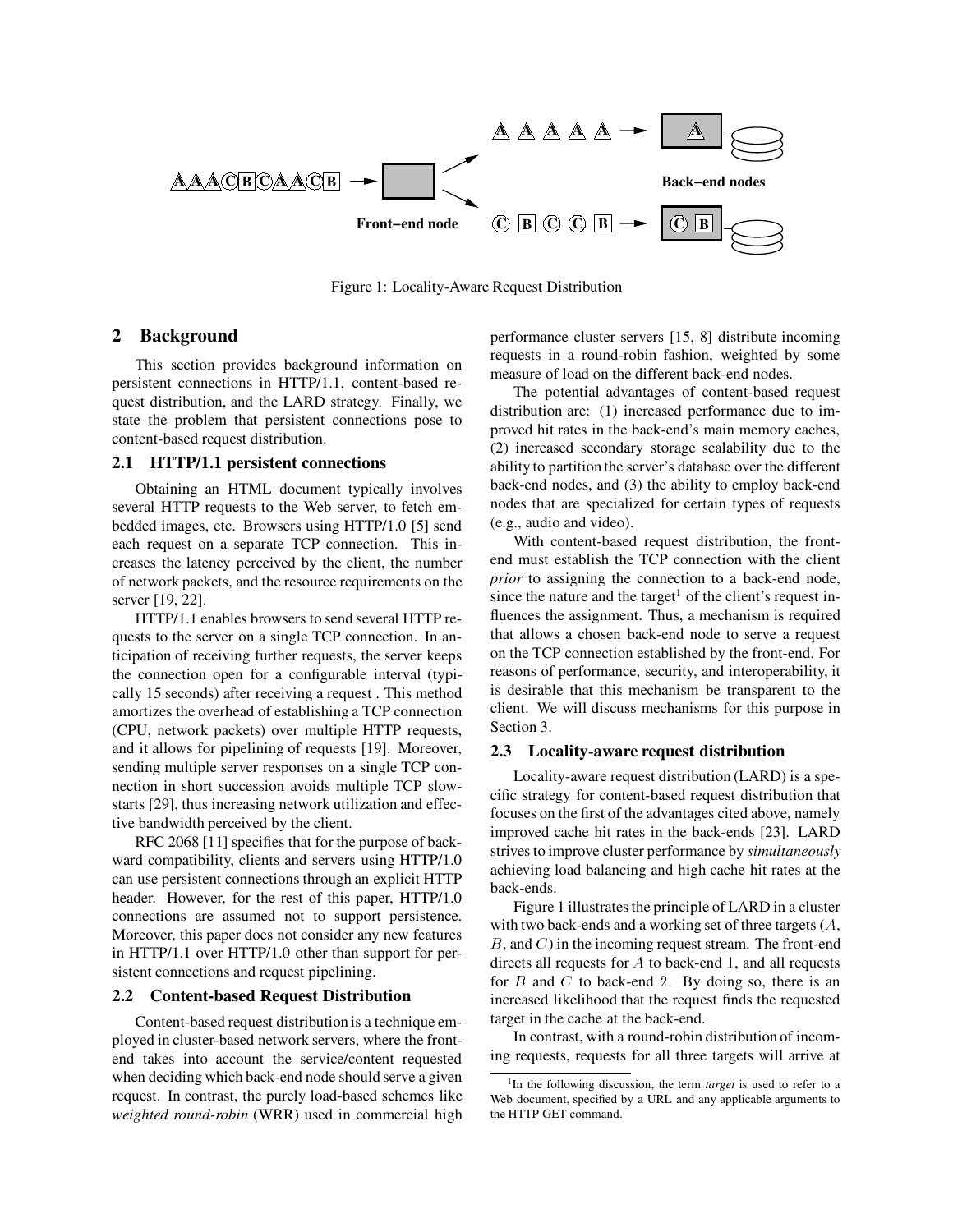Figure 1: Locality-Aware Request Distribution

## 2 Background

This section provides background information on persistent connections in HTTP/1.1, content-based request distribution, and the LARD strategy. Finally, we state the problem that persistent connections pose to content-based request distribution.

### 2.1 HTTP/1.1 persistent connections

Obtaining an HTML document typically involves several HTTP requests to the Web server, to fetch embedded images, etc. Browsers using HTTP/1.0 [5] send each request on a separate TCP connection. This increases the latency perceived by the client, the number of network packets, and the resource requirements on the server [19, 22].

HTTP/1.1 enables browsers to send several HTTP requests to the server on a single TCP connection. In anticipation of receiving further requests, the server keeps the connection open for a configurable interval (typically 15 seconds) after receiving a request . This method amortizes the overhead of establishing a TCP connection (CPU, network packets) over multiple HTTP requests, and it allows for pipelining of requests [19]. Moreover, sending multiple server responses on a single TCP connection in short succession avoids multiple TCP slow-starts [29], thus increasing network utilization and effective bandwidth perceived by the client.

RFC 2068 [11] specifies that for the purpose of backward compatibility, clients and servers using HTTP/1.0 can use persistent connections through an explicit HTTP header. However, for the rest of this paper, HTTP/1.0 connections are assumed not to support persistence. Moreover, this paper does not consider any new features in HTTP/1.1 over HTTP/1.0 other than support for persistent connections and request pipelining.

### 2.2 Content-based Request Distribution

Content-based request distribution is a technique employed in cluster-based network servers, where the front-end takes into account the service/content requested when deciding which back-end node should serve a given request. In contrast, the purely load-based schemes like *weighted round-robin* (WRR) used in commercial high performance cluster servers [15, 8] distribute incoming requests in a round-robin fashion, weighted by some measure of load on the different back-end nodes.

The potential advantages of content-based request distribution are: (1) increased performance due to improved hit rates in the back-end's main memory caches, (2) increased secondary storage scalability due to the ability to partition the server's database over the different back-end nodes, and (3) the ability to employ back-end nodes that are specialized for certain types of requests (e.g., audio and video).

With content-based request distribution, the front-end must establish the TCP connection with the client *prior* to assigning the connection to a back-end node, since the nature and the target[1] of the client's request influences the assignment. Thus, a mechanism is required that allows a chosen back-end node to serve a request on the TCP connection established by the front-end. For reasons of performance, security, and interoperability, it is desirable that this mechanism be transparent to the client. We will discuss mechanisms for this purpose in Section 3.

### 2.3 Locality-aware request distribution

Locality-aware request distribution (LARD) is a specific strategy for content-based request distribution that focuses on the first of the advantages cited above, namely improved cache hit rates in the back-ends [23]. LARD strives to improve cluster performance by *simultaneously* achieving load balancing and high cache hit rates at the back-ends.

Figure 1 illustrates the principle of LARD in a cluster with two back-ends and a working set of three targets ($A$, $B$, and $C$) in the incoming request stream. The front-end directs all requests for $A$ to back-end 1, and all requests for $B$ and $C$ to back-end 2. By doing so, there is an increased likelihood that the request finds the requested target in the cache at the back-end.

In contrast, with a round-robin distribution of incoming requests, requests for all three targets will arrive at

[1] In the following discussion, the term *target* is used to refer to a Web document, specified by a URL and any applicable arguments to the HTTP GET command.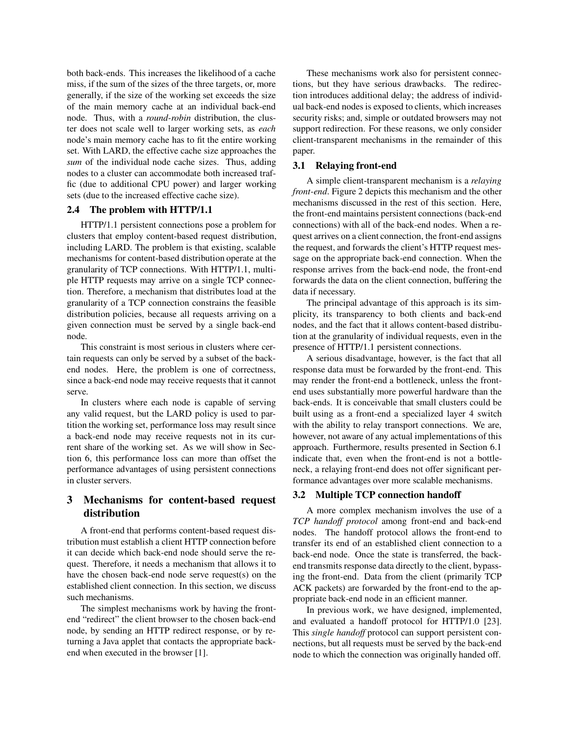both back-ends. This increases the likelihood of a cache miss, if the sum of the sizes of the three targets, or, more generally, if the size of the working set exceeds the size of the main memory cache at an individual back-end node. Thus, with a *round-robin* distribution, the cluster does not scale well to larger working sets, as *each* node's main memory cache has to fit the entire working set. With LARD, the effective cache size approaches the *sum* of the individual node cache sizes. Thus, adding nodes to a cluster can accommodate both increased traffic (due to additional CPU power) and larger working sets (due to the increased effective cache size).

### 2.4 The problem with HTTP/1.1

HTTP/1.1 persistent connections pose a problem for clusters that employ content-based request distribution, including LARD. The problem is that existing, scalable mechanisms for content-based distribution operate at the granularity of TCP connections. With HTTP/1.1, multiple HTTP requests may arrive on a single TCP connection. Therefore, a mechanism that distributes load at the granularity of a TCP connection constrains the feasible distribution policies, because all requests arriving on a given connection must be served by a single back-end node.

This constraint is most serious in clusters where certain requests can only be served by a subset of the back-end nodes. Here, the problem is one of correctness, since a back-end node may receive requests that it cannot serve.

In clusters where each node is capable of serving any valid request, but the LARD policy is used to partition the working set, performance loss may result since a back-end node may receive requests not in its current share of the working set. As we will show in Section 6, this performance loss can more than offset the performance advantages of using persistent connections in cluster servers.

## 3 Mechanisms for content-based request distribution

A front-end that performs content-based request distribution must establish a client HTTP connection before it can decide which back-end node should serve the request. Therefore, it needs a mechanism that allows it to have the chosen back-end node serve request(s) on the established client connection. In this section, we discuss such mechanisms.

The simplest mechanisms work by having the front-end "redirect" the client browser to the chosen back-end node, by sending an HTTP redirect response, or by returning a Java applet that contacts the appropriate back-end when executed in the browser [1].

These mechanisms work also for persistent connections, but they have serious drawbacks. The redirection introduces additional delay; the address of individual back-end nodes is exposed to clients, which increases security risks; and, simple or outdated browsers may not support redirection. For these reasons, we only consider client-transparent mechanisms in the remainder of this paper.

### 3.1 Relaying front-end

A simple client-transparent mechanism is a *relaying front-end*. Figure 2 depicts this mechanism and the other mechanisms discussed in the rest of this section. Here, the front-end maintains persistent connections (back-end connections) with all of the back-end nodes. When a request arrives on a client connection, the front-end assigns the request, and forwards the client's HTTP request message on the appropriate back-end connection. When the response arrives from the back-end node, the front-end forwards the data on the client connection, buffering the data if necessary.

The principal advantage of this approach is its simplicity, its transparency to both clients and back-end nodes, and the fact that it allows content-based distribution at the granularity of individual requests, even in the presence of HTTP/1.1 persistent connections.

A serious disadvantage, however, is the fact that all response data must be forwarded by the front-end. This may render the front-end a bottleneck, unless the front-end uses substantially more powerful hardware than the back-ends. It is conceivable that small clusters could be built using as a front-end a specialized layer 4 switch with the ability to relay transport connections. We are, however, not aware of any actual implementations of this approach. Furthermore, results presented in Section 6.1 indicate that, even when the front-end is not a bottleneck, a relaying front-end does not offer significant performance advantages over more scalable mechanisms.

### 3.2 Multiple TCP connection handoff

A more complex mechanism involves the use of a *TCP handoff protocol* among front-end and back-end nodes. The handoff protocol allows the front-end to transfer its end of an established client connection to a back-end node. Once the state is transferred, the back-end transmits response data directly to the client, bypassing the front-end. Data from the client (primarily TCP ACK packets) are forwarded by the front-end to the appropriate back-end node in an efficient manner.

In previous work, we have designed, implemented, and evaluated a handoff protocol for HTTP/1.0 [23]. This *single handoff* protocol can support persistent connections, but all requests must be served by the back-end node to which the connection was originally handed off.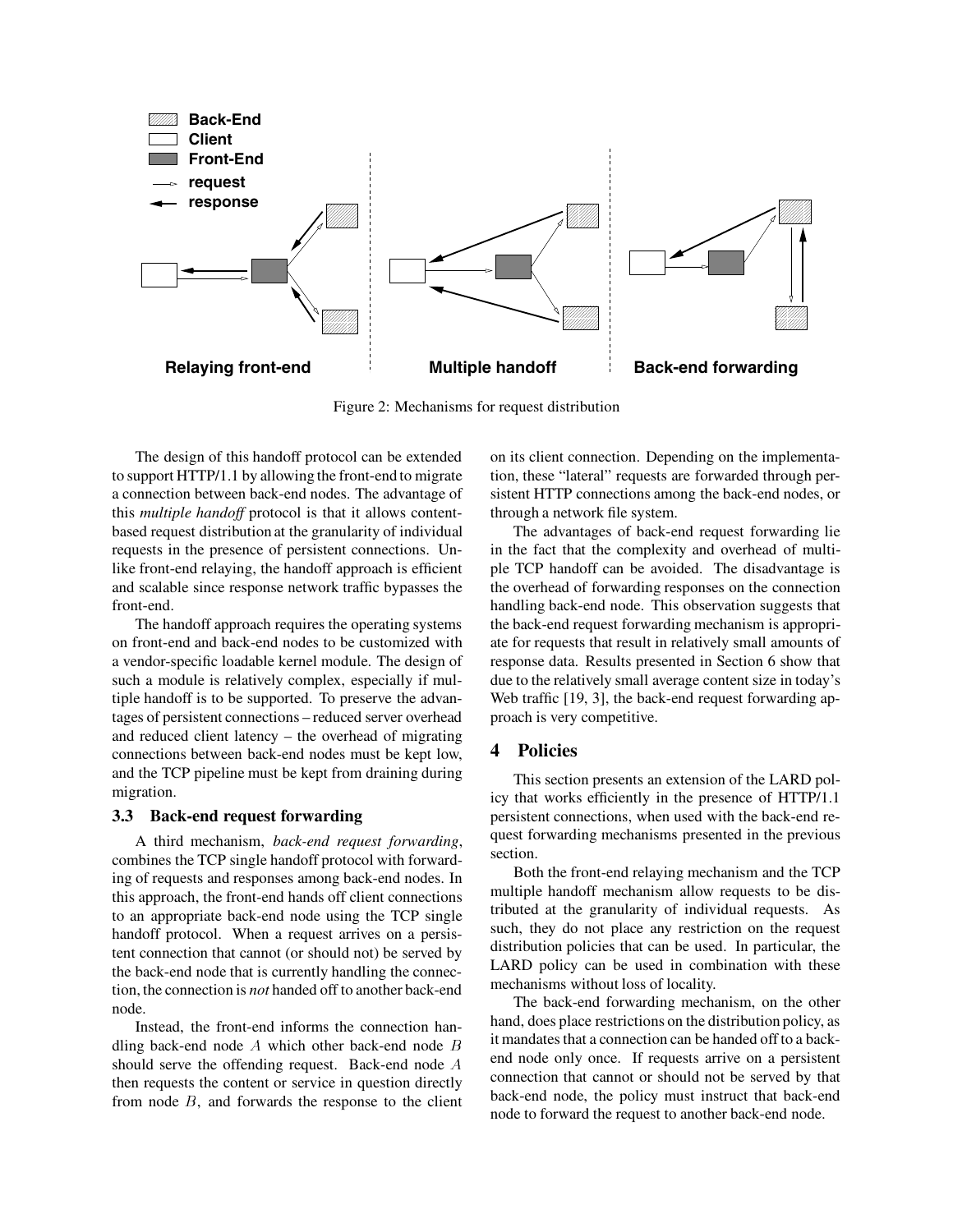Figure 2: Mechanisms for request distribution

The design of this handoff protocol can be extended to support HTTP/1.1 by allowing the front-end to migrate a connection between back-end nodes. The advantage of this *multiple handoff* protocol is that it allows content-based request distribution at the granularity of individual requests in the presence of persistent connections. Unlike front-end relaying, the handoff approach is efficient and scalable since response network traffic bypasses the front-end.

The handoff approach requires the operating systems on front-end and back-end nodes to be customized with a vendor-specific loadable kernel module. The design of such a module is relatively complex, especially if multiple handoff is to be supported. To preserve the advantages of persistent connections – reduced server overhead and reduced client latency – the overhead of migrating connections between back-end nodes must be kept low, and the TCP pipeline must be kept from draining during migration.

### 3.3 Back-end request forwarding

A third mechanism, *back-end request forwarding*, combines the TCP single handoff protocol with forwarding of requests and responses among back-end nodes. In this approach, the front-end hands off client connections to an appropriate back-end node using the TCP single handoff protocol. When a request arrives on a persistent connection that cannot (or should not) be served by the back-end node that is currently handling the connection, the connection is *not* handed off to another back-end node.

Instead, the front-end informs the connection handling back-end node $A$ which other back-end node $B$ should serve the offending request. Back-end node $A$ then requests the content or service in question directly from node $B$, and forwards the response to the client on its client connection. Depending on the implementation, these "lateral" requests are forwarded through persistent HTTP connections among the back-end nodes, or through a network file system.

The advantages of back-end request forwarding lie in the fact that the complexity and overhead of multiple TCP handoff can be avoided. The disadvantage is the overhead of forwarding responses on the connection handling back-end node. This observation suggests that the back-end request forwarding mechanism is appropriate for requests that result in relatively small amounts of response data. Results presented in Section 6 show that due to the relatively small average content size in today's Web traffic [19, 3], the back-end request forwarding approach is very competitive.

## 4 Policies

This section presents an extension of the LARD policy that works efficiently in the presence of HTTP/1.1 persistent connections, when used with the back-end request forwarding mechanisms presented in the previous section.

Both the front-end relaying mechanism and the TCP multiple handoff mechanism allow requests to be distributed at the granularity of individual requests. As such, they do not place any restriction on the request distribution policies that can be used. In particular, the LARD policy can be used in combination with these mechanisms without loss of locality.

The back-end forwarding mechanism, on the other hand, does place restrictions on the distribution policy, as it mandates that a connection can be handed off to a back-end node only once. If requests arrive on a persistent connection that cannot or should not be served by that back-end node, the policy must instruct that back-end node to forward the request to another back-end node.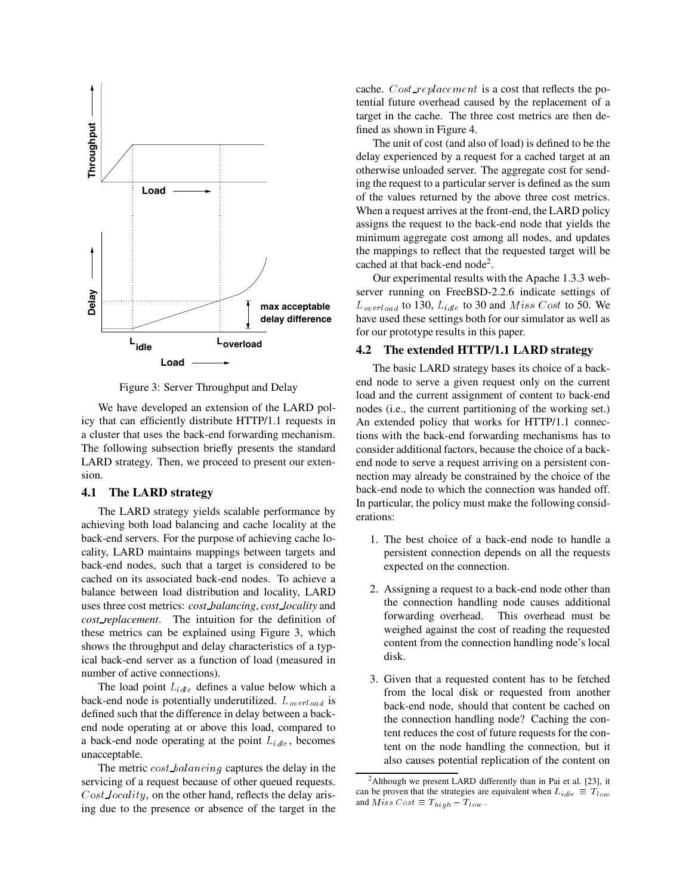Figure 3: Server Throughput and Delay

We have developed an extension of the LARD policy that can efficiently distribute HTTP/1.1 requests in a cluster that uses the back-end forwarding mechanism. The following subsection briefly presents the standard LARD strategy. Then, we proceed to present our extension.

## 4.1 The LARD strategy

The LARD strategy yields scalable performance by achieving both load balancing and cache locality at the back-end servers. For the purpose of achieving cache locality, LARD maintains mappings between targets and back-end nodes, such that a target is considered to be cached on its associated back-end nodes. To achieve a balance between load distribution and locality, LARD uses three cost metrics: *cost_balancing*, *cost_locality* and *cost_replacement*. The intuition for the definition of these metrics can be explained using Figure 3, which shows the throughput and delay characteristics of a typical back-end server as a function of load (measured in number of active connections).

The load point $L_{idle}$ defines a value below which a back-end node is potentially underutilized. $L_{overload}$ is defined such that the difference in delay between a back-end node operating at or above this load, compared to a back-end node operating at the point $L_{idle}$, becomes unacceptable.

The metric $cost\_balancing$ captures the delay in the servicing of a request because of other queued requests. $Cost\_locality$, on the other hand, reflects the delay arising due to the presence or absence of the target in the cache. $Cost\_replacement$ is a cost that reflects the potential future overhead caused by the replacement of a target in the cache. The three cost metrics are then defined as shown in Figure 4.

The unit of cost (and also of load) is defined to be the delay experienced by a request for a cached target at an otherwise unloaded server. The aggregate cost for sending the request to a particular server is defined as the sum of the values returned by the above three cost metrics. When a request arrives at the front-end, the LARD policy assigns the request to the back-end node that yields the minimum aggregate cost among all nodes, and updates the mappings to reflect that the requested target will be cached at that back-end node[2].

Our experimental results with the Apache 1.3.3 webserver running on FreeBSD-2.2.6 indicate settings of $L_{overload}$ to 130, $L_{idle}$ to 30 and $Miss\ Cost$ to 50. We have used these settings both for our simulator as well as for our prototype results in this paper.

## 4.2 The extended HTTP/1.1 LARD strategy

The basic LARD strategy bases its choice of a back-end node to serve a given request only on the current load and the current assignment of content to back-end nodes (i.e., the current partitioning of the working set.) An extended policy that works for HTTP/1.1 connections with the back-end forwarding mechanisms has to consider additional factors, because the choice of a back-end node to serve a request arriving on a persistent connection may already be constrained by the choice of the back-end node to which the connection was handed off. In particular, the policy must make the following considerations:

1. The best choice of a back-end node to handle a persistent connection depends on all the requests expected on the connection.

2. Assigning a request to a back-end node other than the connection handling node causes additional forwarding overhead. This overhead must be weighed against the cost of reading the requested content from the connection handling node's local disk.

3. Given that a requested content has to be fetched from the local disk or requested from another back-end node, should that content be cached on the connection handling node? Caching the content reduces the cost of future requests for the content on the node handling the connection, but it also causes potential replication of the content on

[2] Although we present LARD differently than in Pai et al. [23], it can be proven that the strategies are equivalent when $L_{idle} \equiv T_{low}$ and $Miss\ Cost \equiv T_{high} - T_{low}$.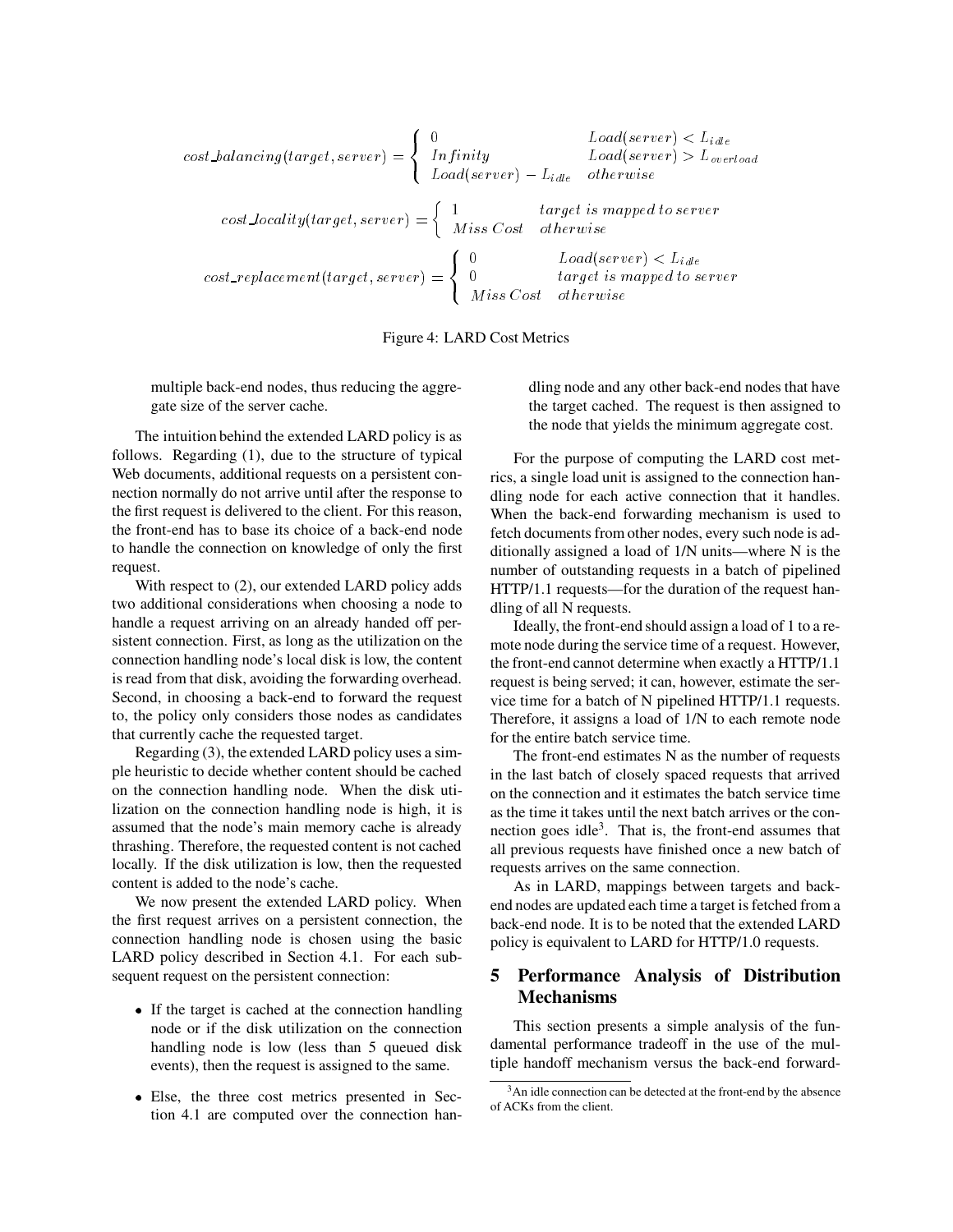$$cost\_balancing(target, server) = \begin{cases} 0 & Load(server) < L_{idle} \\ Infinity & Load(server) > L_{overload} \\ Load(server) - L_{idle} & otherwise \end{cases}$$

$$cost\_locality(target, server) = \begin{cases} 1 & target\ is\ mapped\ to\ server \\ Miss\ Cost & otherwise \end{cases}$$

$$cost\_replacement(target, server) = \begin{cases} 0 & Load(server) < L_{idle} \\ 0 & target\ is\ mapped\ to\ server \\ Miss\ Cost & otherwise \end{cases}$$

Figure 4: LARD Cost Metrics

multiple back-end nodes, thus reducing the aggregate size of the server cache.

The intuition behind the extended LARD policy is as follows. Regarding (1), due to the structure of typical Web documents, additional requests on a persistent connection normally do not arrive until after the response to the first request is delivered to the client. For this reason, the front-end has to base its choice of a back-end node to handle the connection on knowledge of only the first request.

With respect to (2), our extended LARD policy adds two additional considerations when choosing a node to handle a request arriving on an already handed off persistent connection. First, as long as the utilization on the connection handling node's local disk is low, the content is read from that disk, avoiding the forwarding overhead. Second, in choosing a back-end to forward the request to, the policy only considers those nodes as candidates that currently cache the requested target.

Regarding (3), the extended LARD policy uses a simple heuristic to decide whether content should be cached on the connection handling node. When the disk utilization on the connection handling node is high, it is assumed that the node's main memory cache is already thrashing. Therefore, the requested content is not cached locally. If the disk utilization is low, then the requested content is added to the node's cache.

We now present the extended LARD policy. When the first request arrives on a persistent connection, the connection handling node is chosen using the basic LARD policy described in Section 4.1. For each subsequent request on the persistent connection:

- If the target is cached at the connection handling node or if the disk utilization on the connection handling node is low (less than 5 queued disk events), then the request is assigned to the same.
- Else, the three cost metrics presented in Section 4.1 are computed over the connection handling node and any other back-end nodes that have the target cached. The request is then assigned to the node that yields the minimum aggregate cost.

For the purpose of computing the LARD cost metrics, a single load unit is assigned to the connection handling node for each active connection that it handles. When the back-end forwarding mechanism is used to fetch documents from other nodes, every such node is additionally assigned a load of 1/N units—where N is the number of outstanding requests in a batch of pipelined HTTP/1.1 requests—for the duration of the request handling of all N requests.

Ideally, the front-end should assign a load of 1 to a remote node during the service time of a request. However, the front-end cannot determine when exactly a HTTP/1.1 request is being served; it can, however, estimate the service time for a batch of N pipelined HTTP/1.1 requests. Therefore, it assigns a load of 1/N to each remote node for the entire batch service time.

The front-end estimates N as the number of requests in the last batch of closely spaced requests that arrived on the connection and it estimates the batch service time as the time it takes until the next batch arrives or the connection goes idle[3]. That is, the front-end assumes that all previous requests have finished once a new batch of requests arrives on the same connection.

As in LARD, mappings between targets and back-end nodes are updated each time a target is fetched from a back-end node. It is to be noted that the extended LARD policy is equivalent to LARD for HTTP/1.0 requests.

## 5 Performance Analysis of Distribution Mechanisms

This section presents a simple analysis of the fundamental performance tradeoff in the use of the multiple handoff mechanism versus the back-end forward-

[3] An idle connection can be detected at the front-end by the absence of ACKs from the client.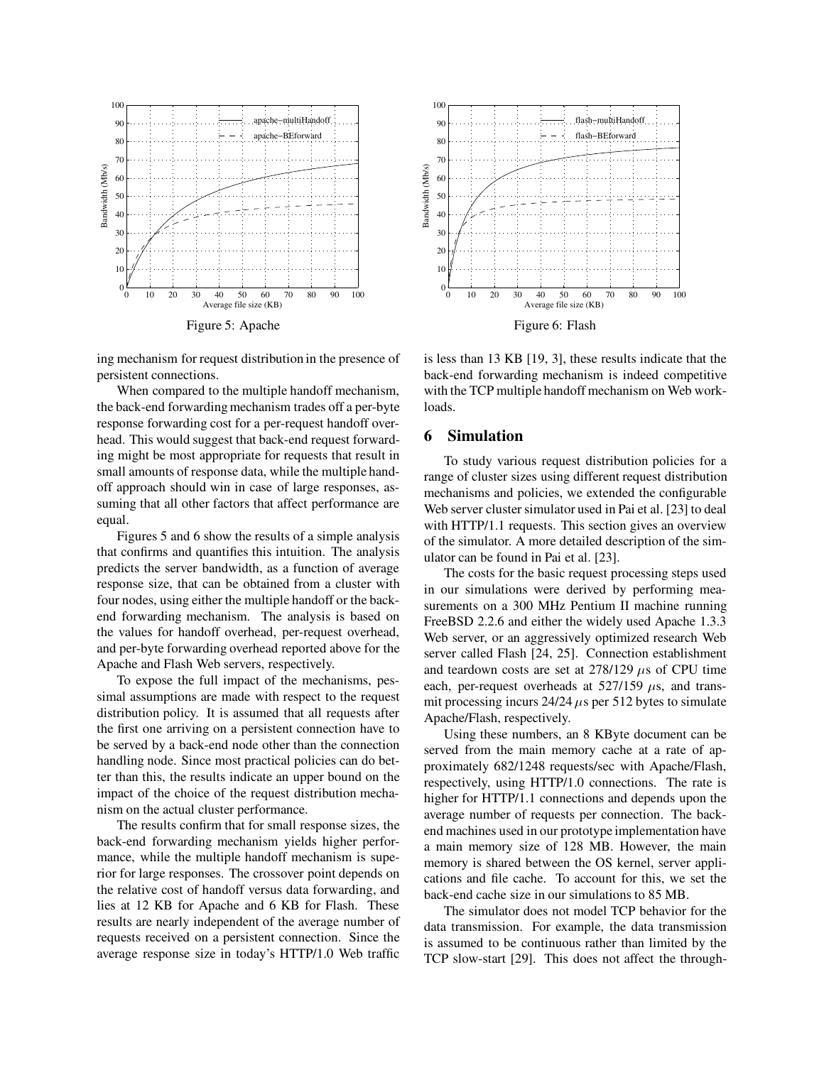Figure 5: Apache

Figure 6: Flash

ing mechanism for request distribution in the presence of persistent connections.

When compared to the multiple handoff mechanism, the back-end forwarding mechanism trades off a per-byte response forwarding cost for a per-request handoff overhead. This would suggest that back-end request forwarding might be most appropriate for requests that result in small amounts of response data, while the multiple handoff approach should win in case of large responses, assuming that all other factors that affect performance are equal.

Figures 5 and 6 show the results of a simple analysis that confirms and quantifies this intuition. The analysis predicts the server bandwidth, as a function of average response size, that can be obtained from a cluster with four nodes, using either the multiple handoff or the back-end forwarding mechanism. The analysis is based on the values for handoff overhead, per-request overhead, and per-byte forwarding overhead reported above for the Apache and Flash Web servers, respectively.

To expose the full impact of the mechanisms, pessimal assumptions are made with respect to the request distribution policy. It is assumed that all requests after the first one arriving on a persistent connection have to be served by a back-end node other than the connection handling node. Since most practical policies can do better than this, the results indicate an upper bound on the impact of the choice of the request distribution mechanism on the actual cluster performance.

The results confirm that for small response sizes, the back-end forwarding mechanism yields higher performance, while the multiple handoff mechanism is superior for large responses. The crossover point depends on the relative cost of handoff versus data forwarding, and lies at 12 KB for Apache and 6 KB for Flash. These results are nearly independent of the average number of requests received on a persistent connection. Since the average response size in today's HTTP/1.0 Web traffic is less than 13 KB [19, 3], these results indicate that the back-end forwarding mechanism is indeed competitive with the TCP multiple handoff mechanism on Web workloads.

## 6 Simulation

To study various request distribution policies for a range of cluster sizes using different request distribution mechanisms and policies, we extended the configurable Web server cluster simulator used in Pai et al. [23] to deal with HTTP/1.1 requests. This section gives an overview of the simulator. A more detailed description of the simulator can be found in Pai et al. [23].

The costs for the basic request processing steps used in our simulations were derived by performing measurements on a 300 MHz Pentium II machine running FreeBSD 2.2.6 and either the widely used Apache 1.3.3 Web server, or an aggressively optimized research Web server called Flash [24, 25]. Connection establishment and teardown costs are set at 278/129 $\mu$s of CPU time each, per-request overheads at 527/159 $\mu$s, and transmit processing incurs 24/24 $\mu$s per 512 bytes to simulate Apache/Flash, respectively.

Using these numbers, an 8 KByte document can be served from the main memory cache at a rate of approximately 682/1248 requests/sec with Apache/Flash, respectively, using HTTP/1.0 connections. The rate is higher for HTTP/1.1 connections and depends upon the average number of requests per connection. The back-end machines used in our prototype implementation have a main memory size of 128 MB. However, the main memory is shared between the OS kernel, server applications and file cache. To account for this, we set the back-end cache size in our simulations to 85 MB.

The simulator does not model TCP behavior for the data transmission. For example, the data transmission is assumed to be continuous rather than limited by the TCP slow-start [29]. This does not affect the through-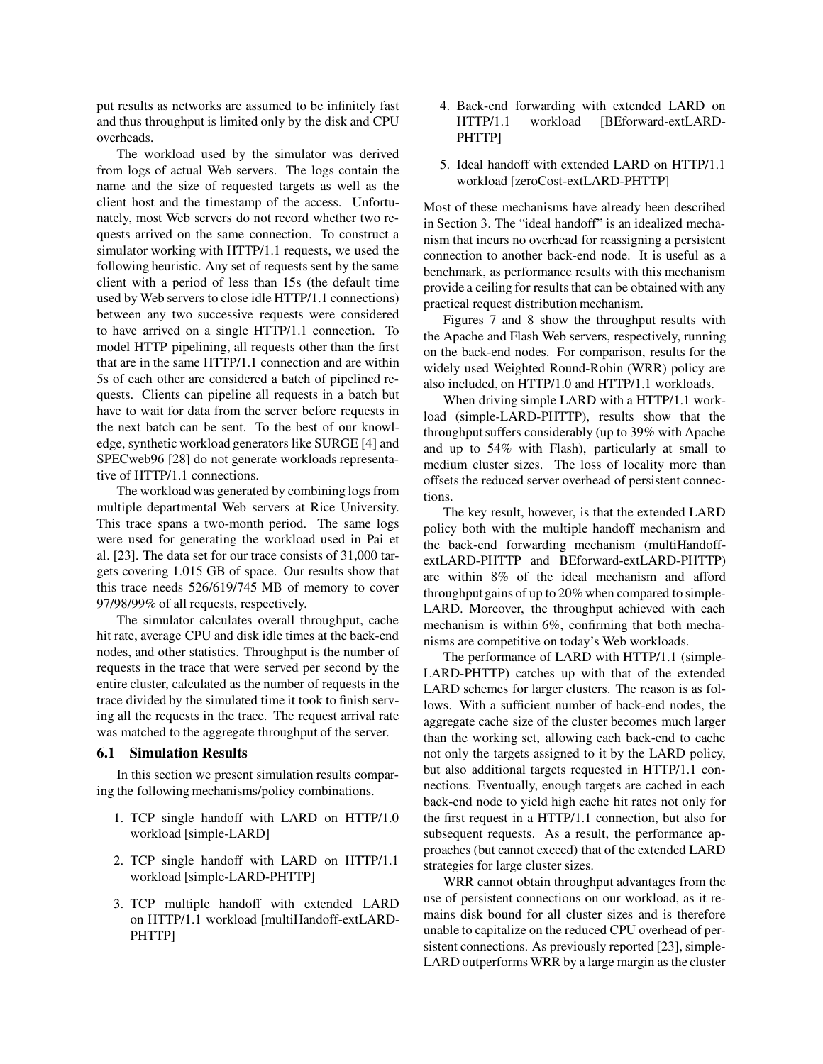put results as networks are assumed to be infinitely fast and thus throughput is limited only by the disk and CPU overheads.

The workload used by the simulator was derived from logs of actual Web servers. The logs contain the name and the size of requested targets as well as the client host and the timestamp of the access. Unfortunately, most Web servers do not record whether two requests arrived on the same connection. To construct a simulator working with HTTP/1.1 requests, we used the following heuristic. Any set of requests sent by the same client with a period of less than 15s (the default time used by Web servers to close idle HTTP/1.1 connections) between any two successive requests were considered to have arrived on a single HTTP/1.1 connection. To model HTTP pipelining, all requests other than the first that are in the same HTTP/1.1 connection and are within 5s of each other are considered a batch of pipelined requests. Clients can pipeline all requests in a batch but have to wait for data from the server before requests in the next batch can be sent. To the best of our knowledge, synthetic workload generators like SURGE [4] and SPECweb96 [28] do not generate workloads representative of HTTP/1.1 connections.

The workload was generated by combining logs from multiple departmental Web servers at Rice University. This trace spans a two-month period. The same logs were used for generating the workload used in Pai et al. [23]. The data set for our trace consists of 31,000 targets covering 1.015 GB of space. Our results show that this trace needs 526/619/745 MB of memory to cover 97/98/99% of all requests, respectively.

The simulator calculates overall throughput, cache hit rate, average CPU and disk idle times at the back-end nodes, and other statistics. Throughput is the number of requests in the trace that were served per second by the entire cluster, calculated as the number of requests in the trace divided by the simulated time it took to finish serving all the requests in the trace. The request arrival rate was matched to the aggregate throughput of the server.

### 6.1 Simulation Results

In this section we present simulation results comparing the following mechanisms/policy combinations.

1. TCP single handoff with LARD on HTTP/1.0 workload [simple-LARD]
2. TCP single handoff with LARD on HTTP/1.1 workload [simple-LARD-PHTTP]
3. TCP multiple handoff with extended LARD on HTTP/1.1 workload [multiHandoff-extLARD-PHTTP]
4. Back-end forwarding with extended LARD on HTTP/1.1 workload [BEforward-extLARD-PHTTP]
5. Ideal handoff with extended LARD on HTTP/1.1 workload [zeroCost-extLARD-PHTTP]

Most of these mechanisms have already been described in Section 3. The "ideal handoff" is an idealized mechanism that incurs no overhead for reassigning a persistent connection to another back-end node. It is useful as a benchmark, as performance results with this mechanism provide a ceiling for results that can be obtained with any practical request distribution mechanism.

Figures 7 and 8 show the throughput results with the Apache and Flash Web servers, respectively, running on the back-end nodes. For comparison, results for the widely used Weighted Round-Robin (WRR) policy are also included, on HTTP/1.0 and HTTP/1.1 workloads.

When driving simple LARD with a HTTP/1.1 workload (simple-LARD-PHTTP), results show that the throughput suffers considerably (up to 39% with Apache and up to 54% with Flash), particularly at small to medium cluster sizes. The loss of locality more than offsets the reduced server overhead of persistent connections.

The key result, however, is that the extended LARD policy both with the multiple handoff mechanism and the back-end forwarding mechanism (multiHandoff-extLARD-PHTTP and BEforward-extLARD-PHTTP) are within 8% of the ideal mechanism and afford throughput gains of up to 20% when compared to simple-LARD. Moreover, the throughput achieved with each mechanism is within 6%, confirming that both mechanisms are competitive on today's Web workloads.

The performance of LARD with HTTP/1.1 (simple-LARD-PHTTP) catches up with that of the extended LARD schemes for larger clusters. The reason is as follows. With a sufficient number of back-end nodes, the aggregate cache size of the cluster becomes much larger than the working set, allowing each back-end to cache not only the targets assigned to it by the LARD policy, but also additional targets requested in HTTP/1.1 connections. Eventually, enough targets are cached in each back-end node to yield high cache hit rates not only for the first request in a HTTP/1.1 connection, but also for subsequent requests. As a result, the performance approaches (but cannot exceed) that of the extended LARD strategies for large cluster sizes.

WRR cannot obtain throughput advantages from the use of persistent connections on our workload, as it remains disk bound for all cluster sizes and is therefore unable to capitalize on the reduced CPU overhead of persistent connections. As previously reported [23], simple-LARD outperforms WRR by a large margin as the cluster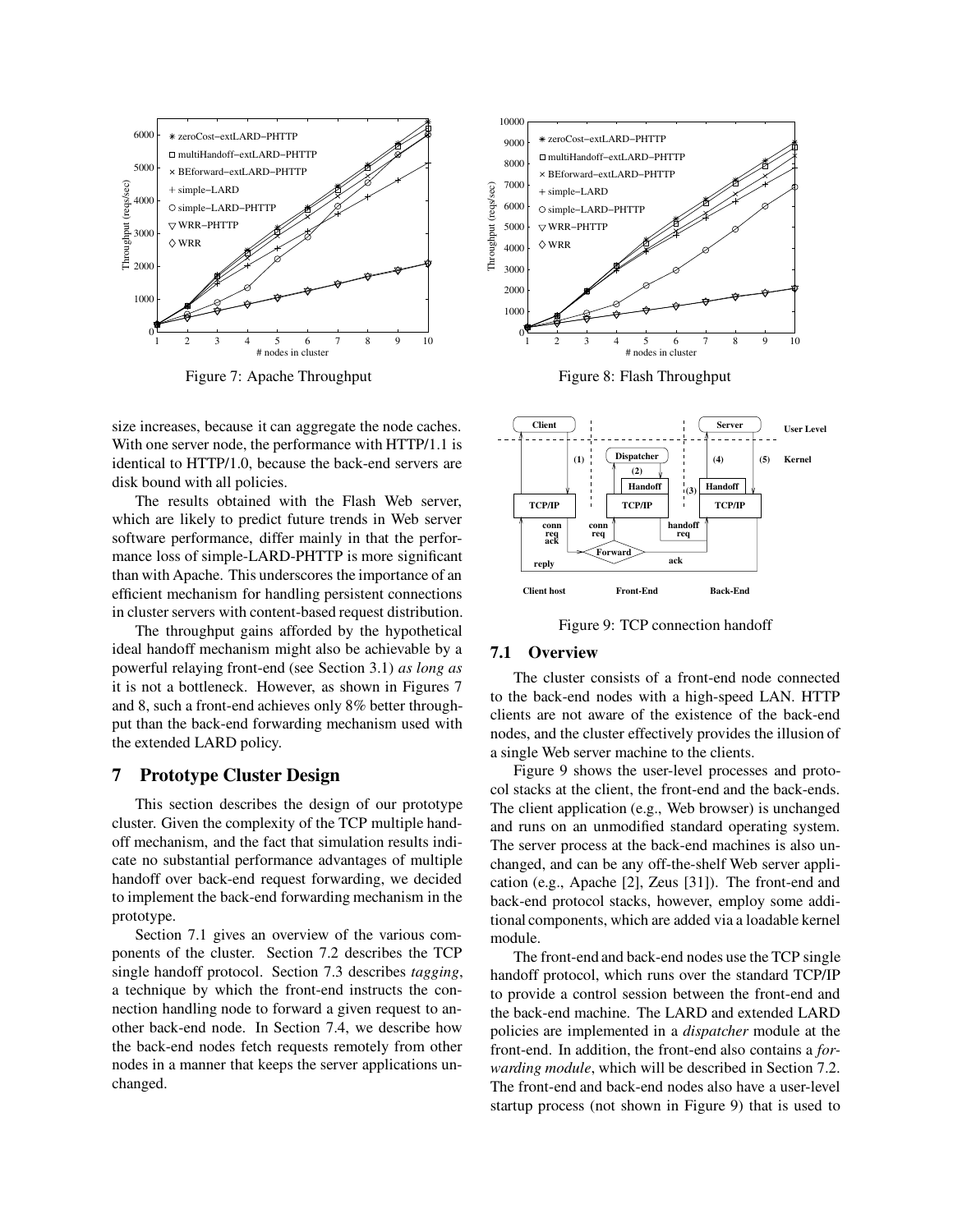Figure 7: Apache Throughput

Figure 8: Flash Throughput

size increases, because it can aggregate the node caches. With one server node, the performance with HTTP/1.1 is identical to HTTP/1.0, because the back-end servers are disk bound with all policies.

The results obtained with the Flash Web server, which are likely to predict future trends in Web server software performance, differ mainly in that the performance loss of simple-LARD-PHTTP is more significant than with Apache. This underscores the importance of an efficient mechanism for handling persistent connections in cluster servers with content-based request distribution.

The throughput gains afforded by the hypothetical ideal handoff mechanism might also be achievable by a powerful relaying front-end (see Section 3.1) *as long as* it is not a bottleneck. However, as shown in Figures 7 and 8, such a front-end achieves only 8% better throughput than the back-end forwarding mechanism used with the extended LARD policy.

## 7 Prototype Cluster Design

This section describes the design of our prototype cluster. Given the complexity of the TCP multiple handoff mechanism, and the fact that simulation results indicate no substantial performance advantages of multiple handoff over back-end request forwarding, we decided to implement the back-end forwarding mechanism in the prototype.

Section 7.1 gives an overview of the various components of the cluster. Section 7.2 describes the TCP single handoff protocol. Section 7.3 describes *tagging*, a technique by which the front-end instructs the connection handling node to forward a given request to another back-end node. In Section 7.4, we describe how the back-end nodes fetch requests remotely from other nodes in a manner that keeps the server applications unchanged.

Figure 9: TCP connection handoff

### 7.1 Overview

The cluster consists of a front-end node connected to the back-end nodes with a high-speed LAN. HTTP clients are not aware of the existence of the back-end nodes, and the cluster effectively provides the illusion of a single Web server machine to the clients.

Figure 9 shows the user-level processes and protocol stacks at the client, the front-end and the back-ends. The client application (e.g., Web browser) is unchanged and runs on an unmodified standard operating system. The server process at the back-end machines is also unchanged, and can be any off-the-shelf Web server application (e.g., Apache [2], Zeus [31]). The front-end and back-end protocol stacks, however, employ some additional components, which are added via a loadable kernel module.

The front-end and back-end nodes use the TCP single handoff protocol, which runs over the standard TCP/IP to provide a control session between the front-end and the back-end machine. The LARD and extended LARD policies are implemented in a *dispatcher* module at the front-end. In addition, the front-end also contains a *forwarding module*, which will be described in Section 7.2. The front-end and back-end nodes also have a user-level startup process (not shown in Figure 9) that is used to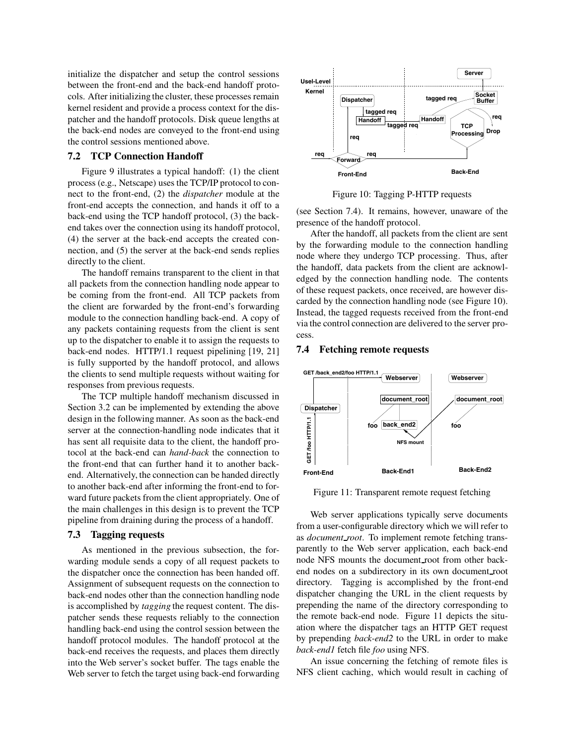initialize the dispatcher and setup the control sessions between the front-end and the back-end handoff protocols. After initializing the cluster, these processes remain kernel resident and provide a process context for the dispatcher and the handoff protocols. Disk queue lengths at the back-end nodes are conveyed to the front-end using the control sessions mentioned above.

### 7.2 TCP Connection Handoff

Figure 9 illustrates a typical handoff: (1) the client process (e.g., Netscape) uses the TCP/IP protocol to connect to the front-end, (2) the *dispatcher* module at the front-end accepts the connection, and hands it off to a back-end using the TCP handoff protocol, (3) the back-end takes over the connection using its handoff protocol, (4) the server at the back-end accepts the created connection, and (5) the server at the back-end sends replies directly to the client.

The handoff remains transparent to the client in that all packets from the connection handling node appear to be coming from the front-end. All TCP packets from the client are forwarded by the front-end's forwarding module to the connection handling back-end. A copy of any packets containing requests from the client is sent up to the dispatcher to enable it to assign the requests to back-end nodes. HTTP/1.1 request pipelining [19, 21] is fully supported by the handoff protocol, and allows the clients to send multiple requests without waiting for responses from previous requests.

The TCP multiple handoff mechanism discussed in Section 3.2 can be implemented by extending the above design in the following manner. As soon as the back-end server at the connection-handling node indicates that it has sent all requisite data to the client, the handoff protocol at the back-end can *hand-back* the connection to the front-end that can further hand it to another back-end. Alternatively, the connection can be handed directly to another back-end after informing the front-end to forward future packets from the client appropriately. One of the main challenges in this design is to prevent the TCP pipeline from draining during the process of a handoff.

### 7.3 Tagging requests

As mentioned in the previous subsection, the forwarding module sends a copy of all request packets to the dispatcher once the connection has been handed off. Assignment of subsequent requests on the connection to back-end nodes other than the connection handling node is accomplished by *tagging* the request content. The dispatcher sends these requests reliably to the connection handling back-end using the control session between the handoff protocol modules. The handoff protocol at the back-end receives the requests, and places them directly into the Web server's socket buffer. The tags enable the Web server to fetch the target using back-end forwarding (see Section 7.4). It remains, however, unaware of the presence of the handoff protocol.

Figure 10: Tagging P-HTTP requests

After the handoff, all packets from the client are sent by the forwarding module to the connection handling node where they undergo TCP processing. Thus, after the handoff, data packets from the client are acknowledged by the connection handling node. The contents of these request packets, once received, are however discarded by the connection handling node (see Figure 10). Instead, the tagged requests received from the front-end via the control connection are delivered to the server process.

### 7.4 Fetching remote requests

Figure 11: Transparent remote request fetching

Web server applications typically serve documents from a user-configurable directory which we will refer to as *document_root*. To implement remote fetching transparently to the Web server application, each back-end node NFS mounts the document_root from other back-end nodes on a subdirectory in its own document_root directory. Tagging is accomplished by the front-end dispatcher changing the URL in the client requests by prepending the name of the directory corresponding to the remote back-end node. Figure 11 depicts the situation where the dispatcher tags an HTTP GET request by prepending *back-end2* to the URL in order to make *back-end1* fetch file *foo* using NFS.

An issue concerning the fetching of remote files is NFS client caching, which would result in caching of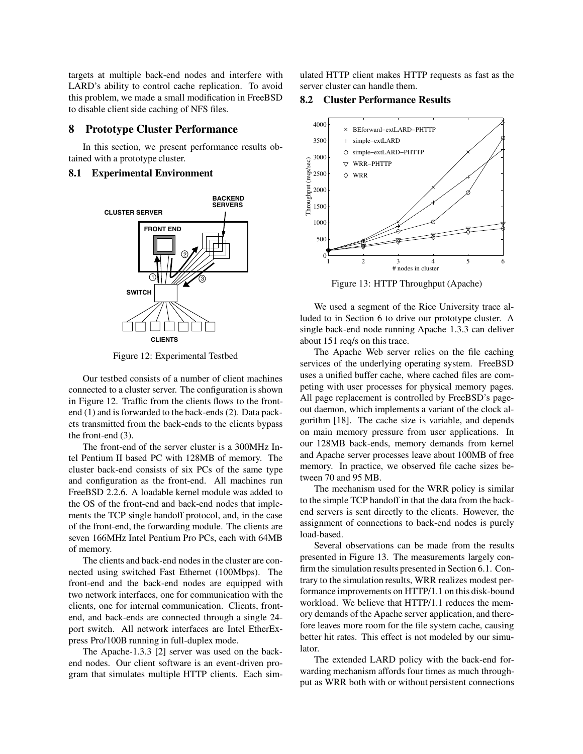targets at multiple back-end nodes and interfere with LARD's ability to control cache replication. To avoid this problem, we made a small modification in FreeBSD to disable client side caching of NFS files.

# 8 Prototype Cluster Performance

In this section, we present performance results obtained with a prototype cluster.

## 8.1 Experimental Environment

Figure 12: Experimental Testbed

Our testbed consists of a number of client machines connected to a cluster server. The configuration is shown in Figure 12. Traffic from the clients flows to the front-end (1) and is forwarded to the back-ends (2). Data packets transmitted from the back-ends to the clients bypass the front-end (3).

The front-end of the server cluster is a 300MHz Intel Pentium II based PC with 128MB of memory. The cluster back-end consists of six PCs of the same type and configuration as the front-end. All machines run FreeBSD 2.2.6. A loadable kernel module was added to the OS of the front-end and back-end nodes that implements the TCP single handoff protocol, and, in the case of the front-end, the forwarding module. The clients are seven 166MHz Intel Pentium Pro PCs, each with 64MB of memory.

The clients and back-end nodes in the cluster are connected using switched Fast Ethernet (100Mbps). The front-end and the back-end nodes are equipped with two network interfaces, one for communication with the clients, one for internal communication. Clients, front-end, and back-ends are connected through a single 24-port switch. All network interfaces are Intel EtherExpress Pro/100B running in full-duplex mode.

The Apache-1.3.3 [2] server was used on the back-end nodes. Our client software is an event-driven program that simulates multiple HTTP clients. Each simulated HTTP client makes HTTP requests as fast as the server cluster can handle them.

## 8.2 Cluster Performance Results

Figure 13: HTTP Throughput (Apache)

We used a segment of the Rice University trace alluded to in Section 6 to drive our prototype cluster. A single back-end node running Apache 1.3.3 can deliver about 151 req/s on this trace.

The Apache Web server relies on the file caching services of the underlying operating system. FreeBSD uses a unified buffer cache, where cached files are competing with user processes for physical memory pages. All page replacement is controlled by FreeBSD's pageout daemon, which implements a variant of the clock algorithm [18]. The cache size is variable, and depends on main memory pressure from user applications. In our 128MB back-ends, memory demands from kernel and Apache server processes leave about 100MB of free memory. In practice, we observed file cache sizes between 70 and 95 MB.

The mechanism used for the WRR policy is similar to the simple TCP handoff in that the data from the back-end servers is sent directly to the clients. However, the assignment of connections to back-end nodes is purely load-based.

Several observations can be made from the results presented in Figure 13. The measurements largely confirm the simulation results presented in Section 6.1. Contrary to the simulation results, WRR realizes modest performance improvements on HTTP/1.1 on this disk-bound workload. We believe that HTTP/1.1 reduces the memory demands of the Apache server application, and therefore leaves more room for the file system cache, causing better hit rates. This effect is not modeled by our simulator.

The extended LARD policy with the back-end forwarding mechanism affords four times as much throughput as WRR both with or without persistent connections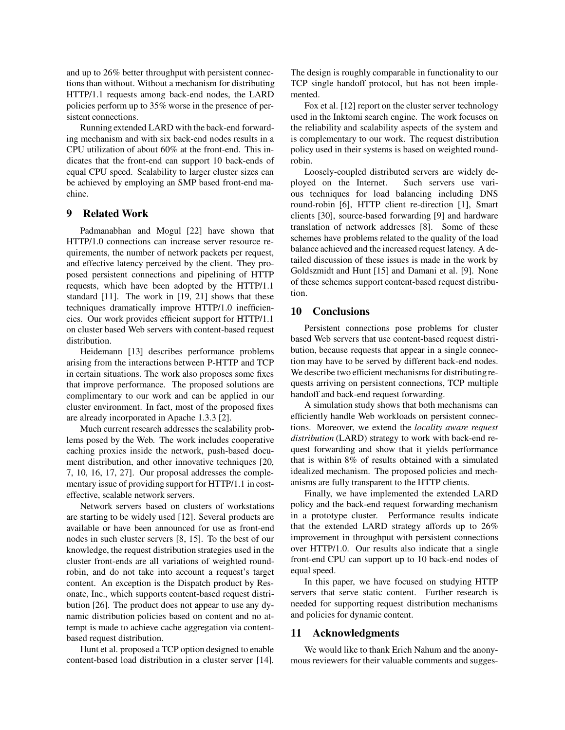and up to 26% better throughput with persistent connections than without. Without a mechanism for distributing HTTP/1.1 requests among back-end nodes, the LARD policies perform up to 35% worse in the presence of persistent connections.

Running extended LARD with the back-end forwarding mechanism and with six back-end nodes results in a CPU utilization of about 60% at the front-end. This indicates that the front-end can support 10 back-ends of equal CPU speed. Scalability to larger cluster sizes can be achieved by employing an SMP based front-end machine.

## 9 Related Work

Padmanabhan and Mogul [22] have shown that HTTP/1.0 connections can increase server resource requirements, the number of network packets per request, and effective latency perceived by the client. They proposed persistent connections and pipelining of HTTP requests, which have been adopted by the HTTP/1.1 standard [11]. The work in [19, 21] shows that these techniques dramatically improve HTTP/1.0 inefficiencies. Our work provides efficient support for HTTP/1.1 on cluster based Web servers with content-based request distribution.

Heidemann [13] describes performance problems arising from the interactions between P-HTTP and TCP in certain situations. The work also proposes some fixes that improve performance. The proposed solutions are complimentary to our work and can be applied in our cluster environment. In fact, most of the proposed fixes are already incorporated in Apache 1.3.3 [2].

Much current research addresses the scalability problems posed by the Web. The work includes cooperative caching proxies inside the network, push-based document distribution, and other innovative techniques [20, 7, 10, 16, 17, 27]. Our proposal addresses the complementary issue of providing support for HTTP/1.1 in cost-effective, scalable network servers.

Network servers based on clusters of workstations are starting to be widely used [12]. Several products are available or have been announced for use as front-end nodes in such cluster servers [8, 15]. To the best of our knowledge, the request distribution strategies used in the cluster front-ends are all variations of weighted round-robin, and do not take into account a request's target content. An exception is the Dispatch product by Resonate, Inc., which supports content-based request distribution [26]. The product does not appear to use any dynamic distribution policies based on content and no attempt is made to achieve cache aggregation via content-based request distribution.

Hunt et al. proposed a TCP option designed to enable content-based load distribution in a cluster server [14]. The design is roughly comparable in functionality to our TCP single handoff protocol, but has not been implemented.

Fox et al. [12] report on the cluster server technology used in the Inktomi search engine. The work focuses on the reliability and scalability aspects of the system and is complementary to our work. The request distribution policy used in their systems is based on weighted round-robin.

Loosely-coupled distributed servers are widely deployed on the Internet. Such servers use various techniques for load balancing including DNS round-robin [6], HTTP client re-direction [1], Smart clients [30], source-based forwarding [9] and hardware translation of network addresses [8]. Some of these schemes have problems related to the quality of the load balance achieved and the increased request latency. A detailed discussion of these issues is made in the work by Goldszmidt and Hunt [15] and Damani et al. [9]. None of these schemes support content-based request distribution.

## 10 Conclusions

Persistent connections pose problems for cluster based Web servers that use content-based request distribution, because requests that appear in a single connection may have to be served by different back-end nodes. We describe two efficient mechanisms for distributing requests arriving on persistent connections, TCP multiple handoff and back-end request forwarding.

A simulation study shows that both mechanisms can efficiently handle Web workloads on persistent connections. Moreover, we extend the *locality aware request distribution* (LARD) strategy to work with back-end request forwarding and show that it yields performance that is within 8% of results obtained with a simulated idealized mechanism. The proposed policies and mechanisms are fully transparent to the HTTP clients.

Finally, we have implemented the extended LARD policy and the back-end request forwarding mechanism in a prototype cluster. Performance results indicate that the extended LARD strategy affords up to 26% improvement in throughput with persistent connections over HTTP/1.0. Our results also indicate that a single front-end CPU can support up to 10 back-end nodes of equal speed.

In this paper, we have focused on studying HTTP servers that serve static content. Further research is needed for supporting request distribution mechanisms and policies for dynamic content.

## 11 Acknowledgments

We would like to thank Erich Nahum and the anonymous reviewers for their valuable comments and sugges-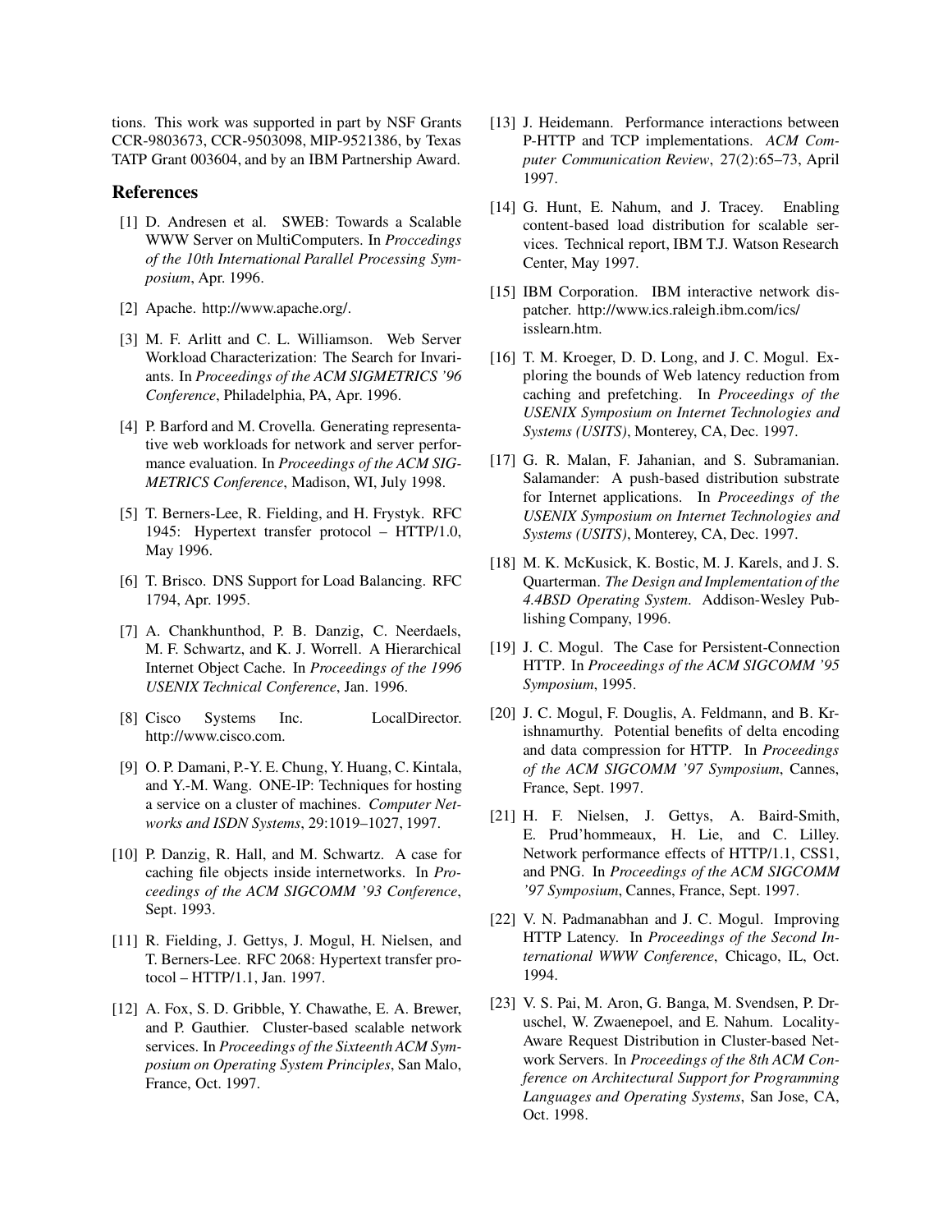tions. This work was supported in part by NSF Grants CCR-9803673, CCR-9503098, MIP-9521386, by Texas TATP Grant 003604, and by an IBM Partnership Award.

## References

[1] D. Andresen et al. SWEB: Towards a Scalable WWW Server on MultiComputers. In *Proccedings of the 10th International Parallel Processing Symposium*, Apr. 1996.

[2] Apache. http://www.apache.org/.

[3] M. F. Arlitt and C. L. Williamson. Web Server Workload Characterization: The Search for Invariants. In *Proceedings of the ACM SIGMETRICS '96 Conference*, Philadelphia, PA, Apr. 1996.

[4] P. Barford and M. Crovella. Generating representative web workloads for network and server performance evaluation. In *Proceedings of the ACM SIGMETRICS Conference*, Madison, WI, July 1998.

[5] T. Berners-Lee, R. Fielding, and H. Frystyk. RFC 1945: Hypertext transfer protocol – HTTP/1.0, May 1996.

[6] T. Brisco. DNS Support for Load Balancing. RFC 1794, Apr. 1995.

[7] A. Chankhunthod, P. B. Danzig, C. Neerdaels, M. F. Schwartz, and K. J. Worrell. A Hierarchical Internet Object Cache. In *Proceedings of the 1996 USENIX Technical Conference*, Jan. 1996.

[8] Cisco Systems Inc. LocalDirector. http://www.cisco.com.

[9] O. P. Damani, P.-Y. E. Chung, Y. Huang, C. Kintala, and Y.-M. Wang. ONE-IP: Techniques for hosting a service on a cluster of machines. *Computer Networks and ISDN Systems*, 29:1019–1027, 1997.

[10] P. Danzig, R. Hall, and M. Schwartz. A case for caching file objects inside internetworks. In *Proceedings of the ACM SIGCOMM '93 Conference*, Sept. 1993.

[11] R. Fielding, J. Gettys, J. Mogul, H. Nielsen, and T. Berners-Lee. RFC 2068: Hypertext transfer protocol – HTTP/1.1, Jan. 1997.

[12] A. Fox, S. D. Gribble, Y. Chawathe, E. A. Brewer, and P. Gauthier. Cluster-based scalable network services. In *Proceedings of the Sixteenth ACM Symposium on Operating System Principles*, San Malo, France, Oct. 1997.

[13] J. Heidemann. Performance interactions between P-HTTP and TCP implementations. *ACM Computer Communication Review*, 27(2):65–73, April 1997.

[14] G. Hunt, E. Nahum, and J. Tracey. Enabling content-based load distribution for scalable services. Technical report, IBM T.J. Watson Research Center, May 1997.

[15] IBM Corporation. IBM interactive network dispatcher. http://www.ics.raleigh.ibm.com/ics/isslearn.htm.

[16] T. M. Kroeger, D. D. Long, and J. C. Mogul. Exploring the bounds of Web latency reduction from caching and prefetching. In *Proceedings of the USENIX Symposium on Internet Technologies and Systems (USITS)*, Monterey, CA, Dec. 1997.

[17] G. R. Malan, F. Jahanian, and S. Subramanian. Salamander: A push-based distribution substrate for Internet applications. In *Proceedings of the USENIX Symposium on Internet Technologies and Systems (USITS)*, Monterey, CA, Dec. 1997.

[18] M. K. McKusick, K. Bostic, M. J. Karels, and J. S. Quarterman. *The Design and Implementation of the 4.4BSD Operating System*. Addison-Wesley Publishing Company, 1996.

[19] J. C. Mogul. The Case for Persistent-Connection HTTP. In *Proceedings of the ACM SIGCOMM '95 Symposium*, 1995.

[20] J. C. Mogul, F. Douglis, A. Feldmann, and B. Krishnamurthy. Potential benefits of delta encoding and data compression for HTTP. In *Proceedings of the ACM SIGCOMM '97 Symposium*, Cannes, France, Sept. 1997.

[21] H. F. Nielsen, J. Gettys, A. Baird-Smith, E. Prud'hommeaux, H. Lie, and C. Lilley. Network performance effects of HTTP/1.1, CSS1, and PNG. In *Proceedings of the ACM SIGCOMM '97 Symposium*, Cannes, France, Sept. 1997.

[22] V. N. Padmanabhan and J. C. Mogul. Improving HTTP Latency. In *Proceedings of the Second International WWW Conference*, Chicago, IL, Oct. 1994.

[23] V. S. Pai, M. Aron, G. Banga, M. Svendsen, P. Druschel, W. Zwaenepoel, and E. Nahum. Locality-Aware Request Distribution in Cluster-based Network Servers. In *Proceedings of the 8th ACM Conference on Architectural Support for Programming Languages and Operating Systems*, San Jose, CA, Oct. 1998.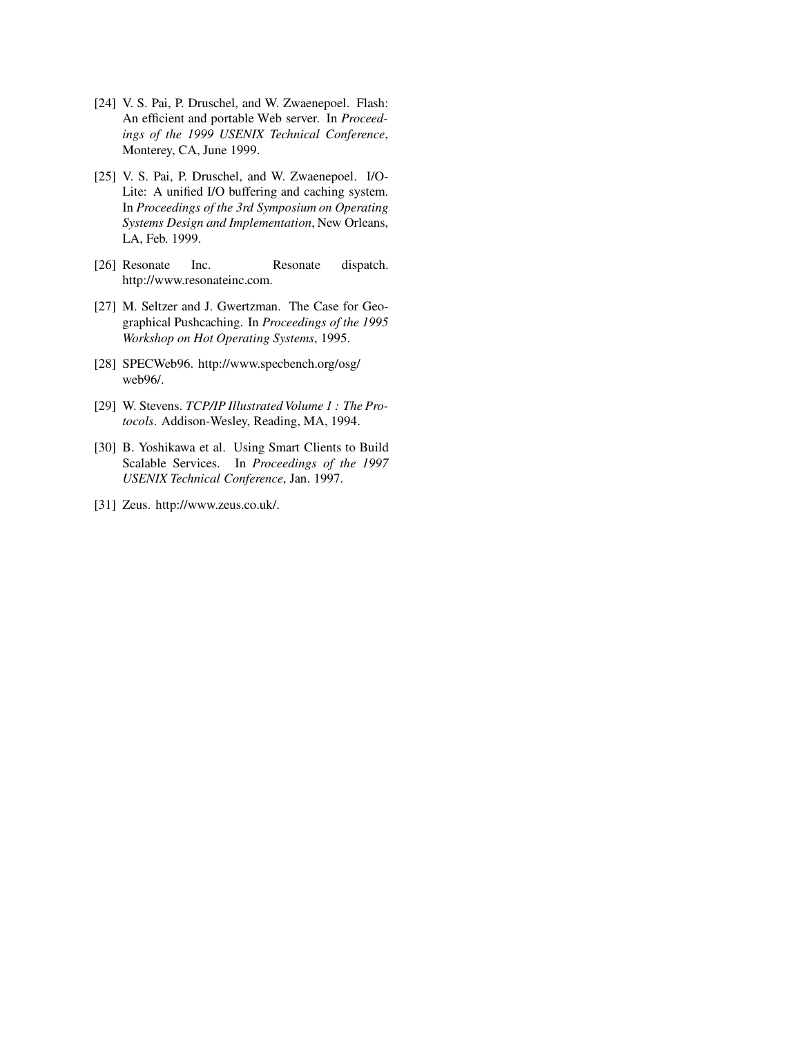[24] V. S. Pai, P. Druschel, and W. Zwaenepoel. Flash: An efficient and portable Web server. In *Proceedings of the 1999 USENIX Technical Conference*, Monterey, CA, June 1999.

[25] V. S. Pai, P. Druschel, and W. Zwaenepoel. I/O-Lite: A unified I/O buffering and caching system. In *Proceedings of the 3rd Symposium on Operating Systems Design and Implementation*, New Orleans, LA, Feb. 1999.

[26] Resonate Inc. Resonate dispatch. http://www.resonateinc.com.

[27] M. Seltzer and J. Gwertzman. The Case for Geographical Pushcaching. In *Proceedings of the 1995 Workshop on Hot Operating Systems*, 1995.

[28] SPECWeb96. http://www.specbench.org/osg/web96/.

[29] W. Stevens. *TCP/IP Illustrated Volume 1 : The Protocols*. Addison-Wesley, Reading, MA, 1994.

[30] B. Yoshikawa et al. Using Smart Clients to Build Scalable Services. In *Proceedings of the 1997 USENIX Technical Conference*, Jan. 1997.

[31] Zeus. http://www.zeus.co.uk/.